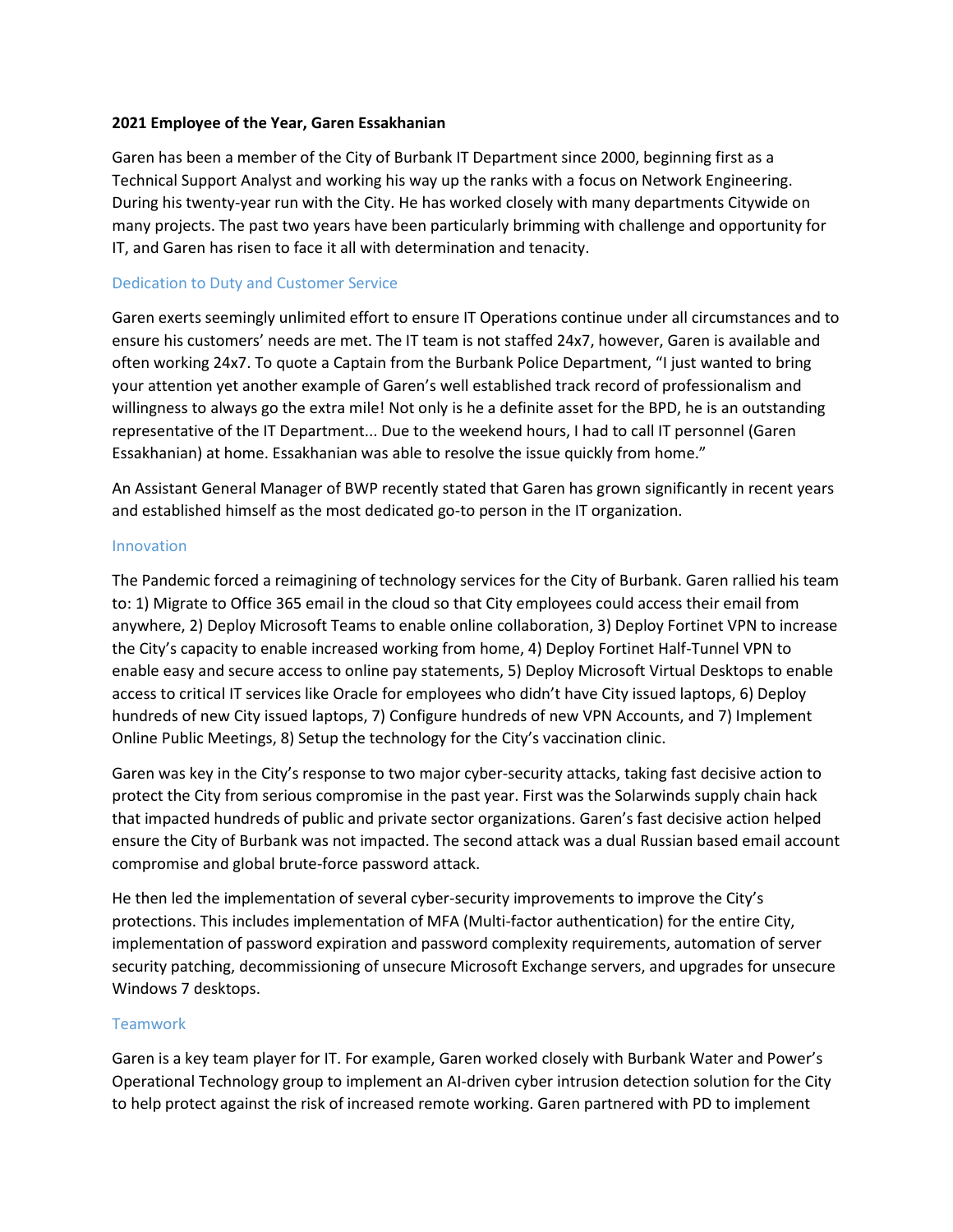**2021 Employee of the Year, Garen Essakhanian**

Garen has been a member of the City of Burbank IT Department since 2000, beginning first as a Technical Support Analyst and working his way up the ranks with a focus on Network Engineering. During his twenty-year run with the City. He has worked closely with many departments Citywide on many projects. The past two years have been particularly brimming with challenge and opportunity for IT, and Garen has risen to face it all with determination and tenacity.

## Dedication to Duty and Customer Service

Garen exerts seemingly unlimited effort to ensure IT Operations continue under all circumstances and to ensure his customers' needs are met. The IT team is not staffed 24x7, however, Garen is available and often working 24x7. To quote a Captain from the Burbank Police Department, "I just wanted to bring your attention yet another example of Garen's well established track record of professionalism and willingness to always go the extra mile! Not only is he a definite asset for the BPD, he is an outstanding representative of the IT Department... Due to the weekend hours, I had to call IT personnel (Garen Essakhanian) at home. Essakhanian was able to resolve the issue quickly from home."

An Assistant General Manager of BWP recently stated that Garen has grown significantly in recent years and established himself as the most dedicated go-to person in the IT organization.

## Innovation

The Pandemic forced a reimagining of technology services for the City of Burbank. Garen rallied his team to: 1) Migrate to Office 365 email in the cloud so that City employees could access their email from anywhere, 2) Deploy Microsoft Teams to enable online collaboration, 3) Deploy Fortinet VPN to increase the City's capacity to enable increased working from home, 4) Deploy Fortinet Half-Tunnel VPN to enable easy and secure access to online pay statements, 5) Deploy Microsoft Virtual Desktops to enable access to critical IT services like Oracle for employees who didn't have City issued laptops, 6) Deploy hundreds of new City issued laptops, 7) Configure hundreds of new VPN Accounts, and 7) Implement Online Public Meetings, 8) Setup the technology for the City's vaccination clinic.

Garen was key in the City's response to two major cyber-security attacks, taking fast decisive action to protect the City from serious compromise in the past year. First was the Solarwinds supply chain hack that impacted hundreds of public and private sector organizations. Garen's fast decisive action helped ensure the City of Burbank was not impacted. The second attack was a dual Russian based email account compromise and global brute-force password attack.

He then led the implementation of several cyber-security improvements to improve the City's protections. This includes implementation of MFA (Multi-factor authentication) for the entire City, implementation of password expiration and password complexity requirements, automation of server security patching, decommissioning of unsecure Microsoft Exchange servers, and upgrades for unsecure Windows 7 desktops.

## Teamwork

Garen is a key team player for IT. For example, Garen worked closely with Burbank Water and Power's Operational Technology group to implement an AI-driven cyber intrusion detection solution for the City to help protect against the risk of increased remote working. Garen partnered with PD to implement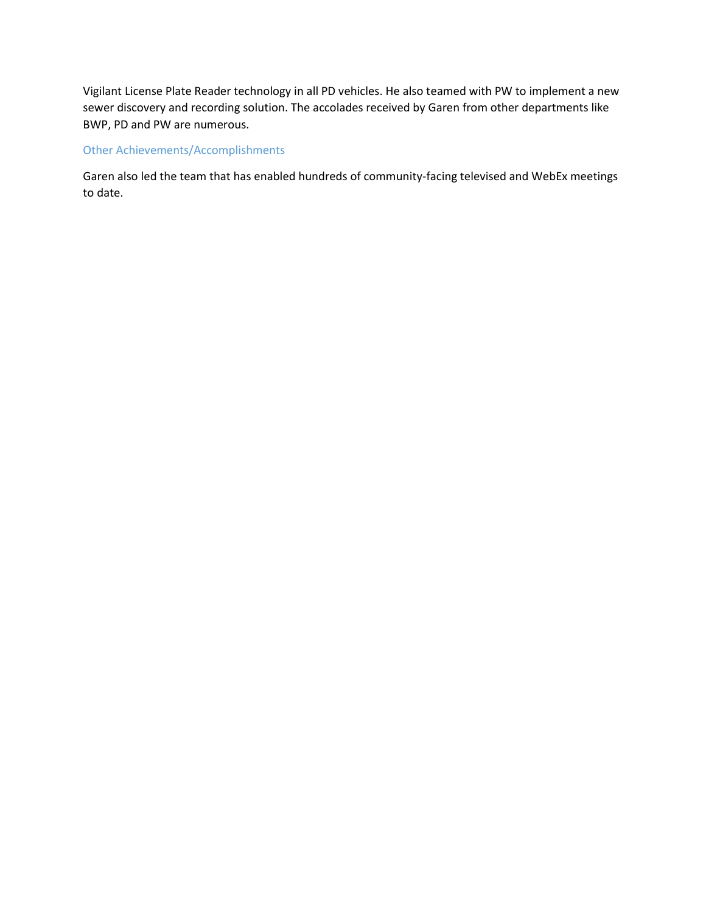Vigilant License Plate Reader technology in all PD vehicles. He also teamed with PW to implement a new sewer discovery and recording solution. The accolades received by Garen from other departments like BWP, PD and PW are numerous.

### Other Achievements/Accomplishments

Garen also led the team that has enabled hundreds of community-facing televised and WebEx meetings to date.